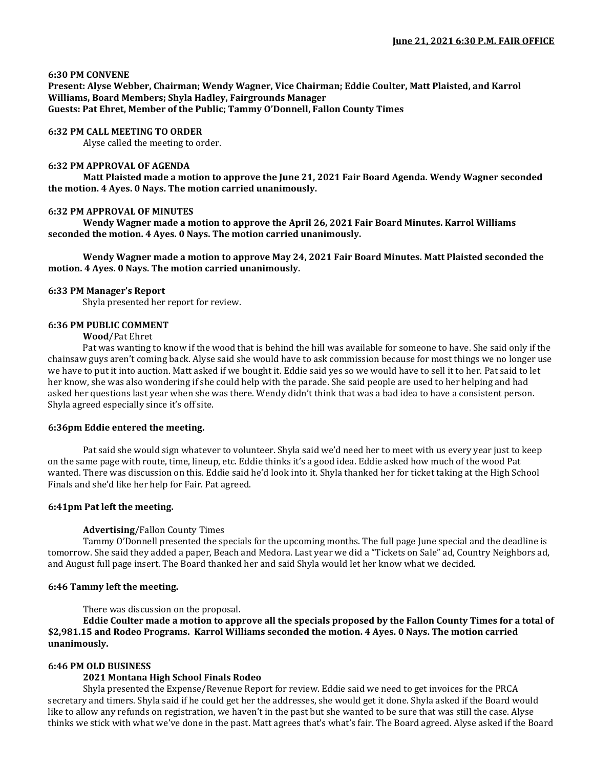**June 21, 2021 6:30 P.M. FAIR OFFICE**

**6:30 PM CONVENE**

**Present: Alyse Webber, Chairman; Wendy Wagner, Vice Chairman; Eddie Coulter, Matt Plaisted, and Karrol Williams, Board Members; Shyla Hadley, Fairgrounds Manager**
**Guests: Pat Ehret, Member of the Public; Tammy O'Donnell, Fallon County Times**

**6:32 PM CALL MEETING TO ORDER**

Alyse called the meeting to order.

**6:32 PM APPROVAL OF AGENDA**

**Matt Plaisted made a motion to approve the June 21, 2021 Fair Board Agenda. Wendy Wagner seconded the motion. 4 Ayes. 0 Nays. The motion carried unanimously.**

**6:32 PM APPROVAL OF MINUTES**

**Wendy Wagner made a motion to approve the April 26, 2021 Fair Board Minutes. Karrol Williams seconded the motion. 4 Ayes. 0 Nays. The motion carried unanimously.**

**Wendy Wagner made a motion to approve May 24, 2021 Fair Board Minutes. Matt Plaisted seconded the motion. 4 Ayes. 0 Nays. The motion carried unanimously.**

**6:33 PM Manager's Report**

Shyla presented her report for review.

**6:36 PM PUBLIC COMMENT**

**Wood**/Pat Ehret

Pat was wanting to know if the wood that is behind the hill was available for someone to have. She said only if the chainsaw guys aren't coming back. Alyse said she would have to ask commission because for most things we no longer use we have to put it into auction. Matt asked if we bought it. Eddie said yes so we would have to sell it to her. Pat said to let her know, she was also wondering if she could help with the parade. She said people are used to her helping and had asked her questions last year when she was there. Wendy didn't think that was a bad idea to have a consistent person. Shyla agreed especially since it's off site.

**6:36pm Eddie entered the meeting.**

Pat said she would sign whatever to volunteer. Shyla said we'd need her to meet with us every year just to keep on the same page with route, time, lineup, etc. Eddie thinks it's a good idea. Eddie asked how much of the wood Pat wanted. There was discussion on this. Eddie said he'd look into it. Shyla thanked her for ticket taking at the High School Finals and she'd like her help for Fair. Pat agreed.

**6:41pm Pat left the meeting.**

**Advertising**/Fallon County Times

Tammy O'Donnell presented the specials for the upcoming months. The full page June special and the deadline is tomorrow. She said they added a paper, Beach and Medora. Last year we did a "Tickets on Sale" ad, Country Neighbors ad, and August full page insert. The Board thanked her and said Shyla would let her know what we decided.

**6:46 Tammy left the meeting.**

There was discussion on the proposal.

**Eddie Coulter made a motion to approve all the specials proposed by the Fallon County Times for a total of $2,981.15 and Rodeo Programs. Karrol Williams seconded the motion. 4 Ayes. 0 Nays. The motion carried unanimously.**

**6:46 PM OLD BUSINESS**

**2021 Montana High School Finals Rodeo**

Shyla presented the Expense/Revenue Report for review. Eddie said we need to get invoices for the PRCA secretary and timers. Shyla said if he could get her the addresses, she would get it done. Shyla asked if the Board would like to allow any refunds on registration, we haven't in the past but she wanted to be sure that was still the case. Alyse thinks we stick with what we've done in the past. Matt agrees that's what's fair. The Board agreed. Alyse asked if the Board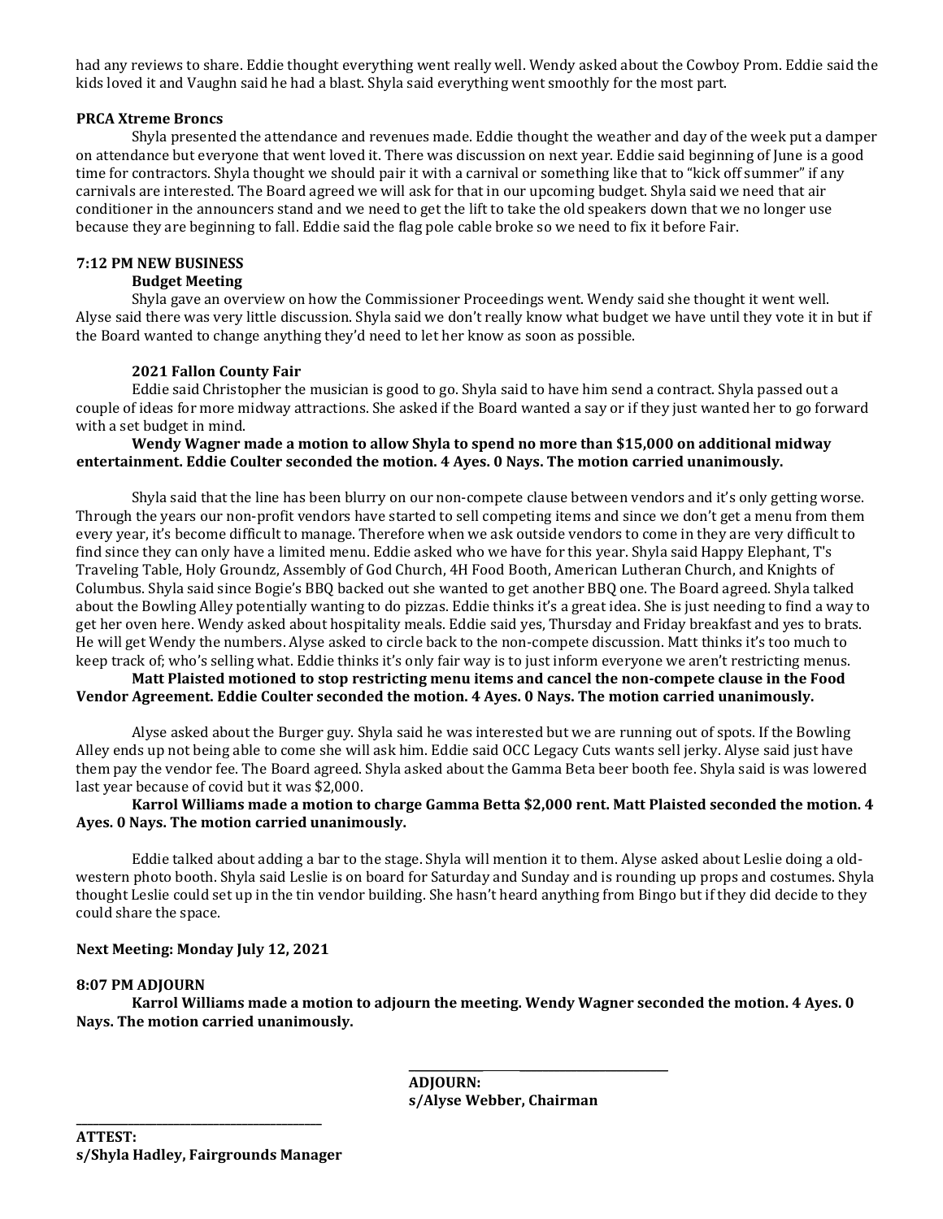had any reviews to share. Eddie thought everything went really well. Wendy asked about the Cowboy Prom. Eddie said the kids loved it and Vaughn said he had a blast. Shyla said everything went smoothly for the most part.

**PRCA Xtreme Broncs**

Shyla presented the attendance and revenues made. Eddie thought the weather and day of the week put a damper on attendance but everyone that went loved it. There was discussion on next year. Eddie said beginning of June is a good time for contractors. Shyla thought we should pair it with a carnival or something like that to "kick off summer" if any carnivals are interested. The Board agreed we will ask for that in our upcoming budget. Shyla said we need that air conditioner in the announcers stand and we need to get the lift to take the old speakers down that we no longer use because they are beginning to fall. Eddie said the flag pole cable broke so we need to fix it before Fair.

**7:12 PM NEW BUSINESS**

**Budget Meeting**

Shyla gave an overview on how the Commissioner Proceedings went. Wendy said she thought it went well. Alyse said there was very little discussion. Shyla said we don't really know what budget we have until they vote it in but if the Board wanted to change anything they'd need to let her know as soon as possible.

**2021 Fallon County Fair**

Eddie said Christopher the musician is good to go. Shyla said to have him send a contract. Shyla passed out a couple of ideas for more midway attractions. She asked if the Board wanted a say or if they just wanted her to go forward with a set budget in mind.

**Wendy Wagner made a motion to allow Shyla to spend no more than $15,000 on additional midway entertainment. Eddie Coulter seconded the motion. 4 Ayes. 0 Nays. The motion carried unanimously.**

Shyla said that the line has been blurry on our non-compete clause between vendors and it's only getting worse. Through the years our non-profit vendors have started to sell competing items and since we don't get a menu from them every year, it's become difficult to manage. Therefore when we ask outside vendors to come in they are very difficult to find since they can only have a limited menu. Eddie asked who we have for this year. Shyla said Happy Elephant, T's Traveling Table, Holy Groundz, Assembly of God Church, 4H Food Booth, American Lutheran Church, and Knights of Columbus. Shyla said since Bogie's BBQ backed out she wanted to get another BBQ one. The Board agreed. Shyla talked about the Bowling Alley potentially wanting to do pizzas. Eddie thinks it's a great idea. She is just needing to find a way to get her oven here. Wendy asked about hospitality meals. Eddie said yes, Thursday and Friday breakfast and yes to brats. He will get Wendy the numbers. Alyse asked to circle back to the non-compete discussion. Matt thinks it's too much to keep track of; who's selling what. Eddie thinks it's only fair way is to just inform everyone we aren't restricting menus.

**Matt Plaisted motioned to stop restricting menu items and cancel the non-compete clause in the Food Vendor Agreement. Eddie Coulter seconded the motion. 4 Ayes. 0 Nays. The motion carried unanimously.**

Alyse asked about the Burger guy. Shyla said he was interested but we are running out of spots. If the Bowling Alley ends up not being able to come she will ask him. Eddie said OCC Legacy Cuts wants sell jerky. Alyse said just have them pay the vendor fee. The Board agreed. Shyla asked about the Gamma Beta beer booth fee. Shyla said is was lowered last year because of covid but it was $2,000.

**Karrol Williams made a motion to charge Gamma Betta $2,000 rent. Matt Plaisted seconded the motion. 4 Ayes. 0 Nays. The motion carried unanimously.**

Eddie talked about adding a bar to the stage. Shyla will mention it to them. Alyse asked about Leslie doing a old-western photo booth. Shyla said Leslie is on board for Saturday and Sunday and is rounding up props and costumes. Shyla thought Leslie could set up in the tin vendor building. She hasn't heard anything from Bingo but if they did decide to they could share the space.

**Next Meeting: Monday July 12, 2021**

**8:07 PM ADJOURN**

**Karrol Williams made a motion to adjourn the meeting. Wendy Wagner seconded the motion. 4 Ayes. 0 Nays. The motion carried unanimously.**

**ADJOURN:**
**s/Alyse Webber, Chairman**

**ATTEST:**
**s/Shyla Hadley, Fairgrounds Manager**